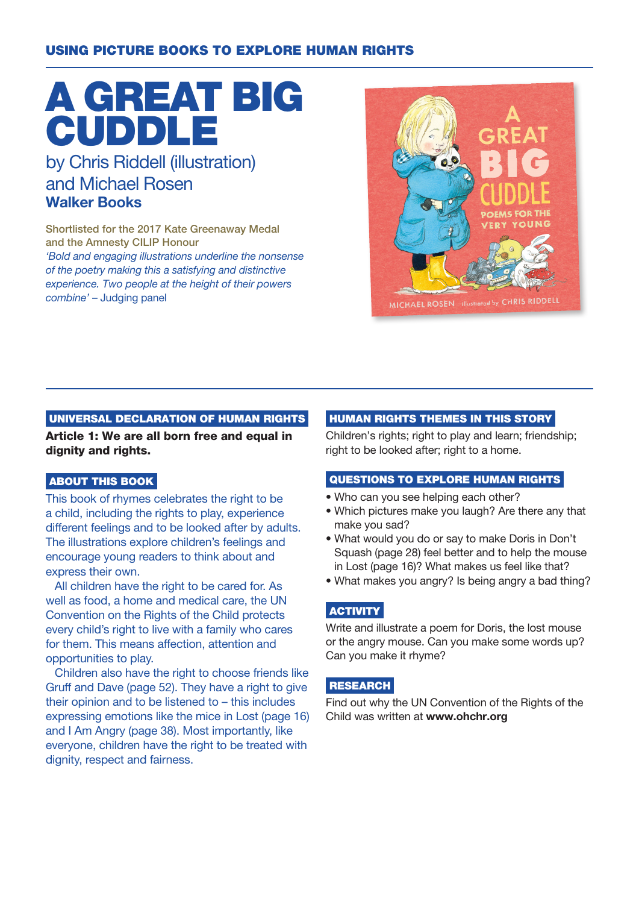USING PICTURE BOOKS TO EXPLORE HUMAN RIGHTS

# A GREAT BIG CUDDLE

## by Chris Riddell (illustration) and Michael Rosen

**Walker Books**

Shortlisted for the 2017 Kate Greenaway Medal and the Amnesty CILIP Honour

*'Bold and engaging illustrations underline the nonsense of the poetry making this a satisfying and distinctive experience. Two people at the height of their powers combine'* – Judging panel

### UNIVERSAL DECLARATION OF HUMAN RIGHTS

**Article 1: We are all born free and equal in dignity and rights.**

### ABOUT THIS BOOK

This book of rhymes celebrates the right to be a child, including the rights to play, experience different feelings and to be looked after by adults. The illustrations explore children's feelings and encourage young readers to think about and express their own.

All children have the right to be cared for. As well as food, a home and medical care, the UN Convention on the Rights of the Child protects every child's right to live with a family who cares for them. This means affection, attention and opportunities to play.

Children also have the right to choose friends like Gruff and Dave (page 52). They have a right to give their opinion and to be listened to – this includes expressing emotions like the mice in Lost (page 16) and I Am Angry (page 38). Most importantly, like everyone, children have the right to be treated with dignity, respect and fairness.

### HUMAN RIGHTS THEMES IN THIS STORY

Children's rights; right to play and learn; friendship; right to be looked after; right to a home.

### QUESTIONS TO EXPLORE HUMAN RIGHTS

- Who can you see helping each other?
- Which pictures make you laugh? Are there any that make you sad?
- What would you do or say to make Doris in Don't Squash (page 28) feel better and to help the mouse in Lost (page 16)? What makes us feel like that?
- What makes you angry? Is being angry a bad thing?

### ACTIVITY

Write and illustrate a poem for Doris, the lost mouse or the angry mouse. Can you make some words up? Can you make it rhyme?

### RESEARCH

Find out why the UN Convention of the Rights of the Child was written at **www.ohchr.org**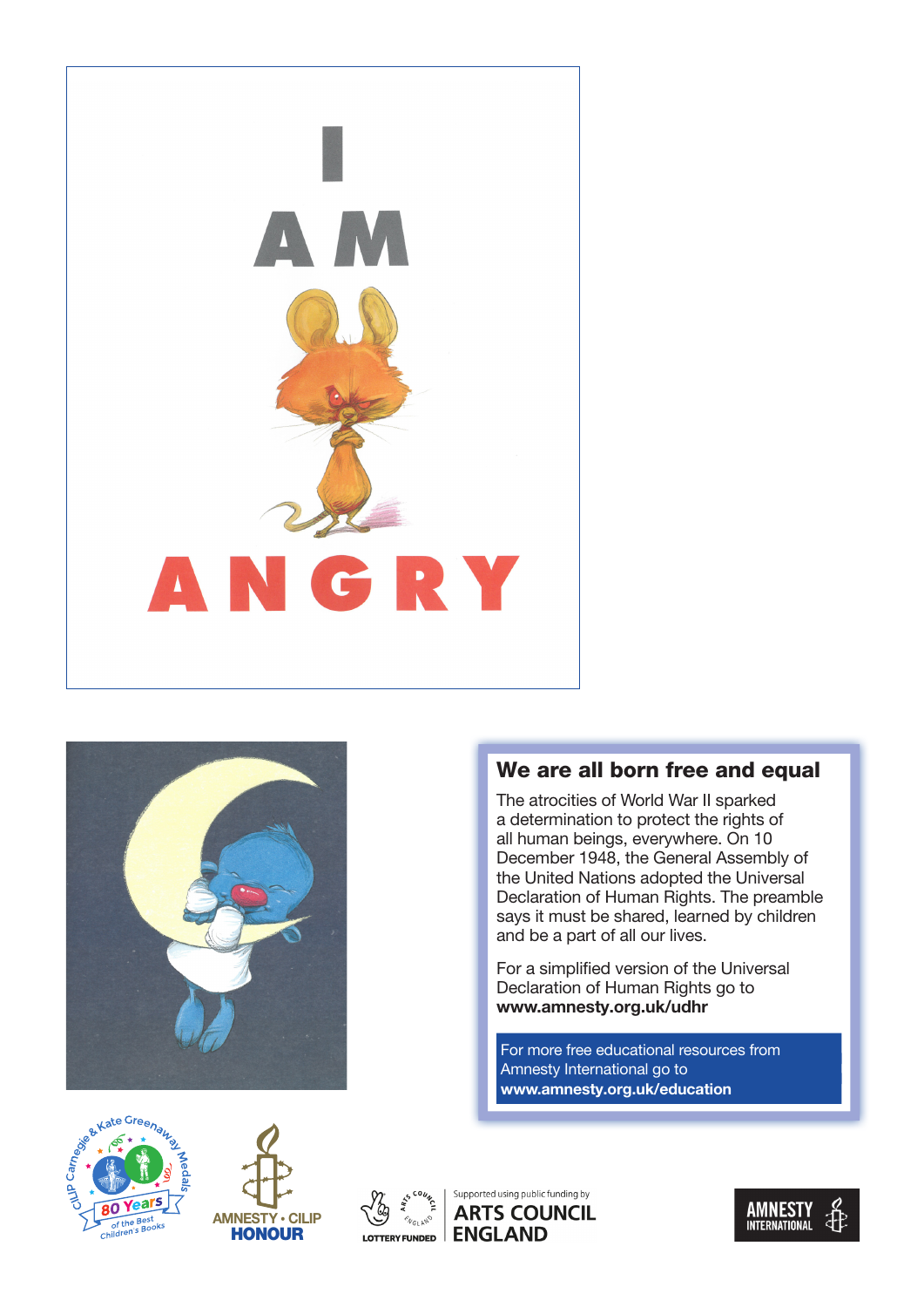I AM ANGRY

## We are all born free and equal

The atrocities of World War II sparked a determination to protect the rights of all human beings, everywhere. On 10 December 1948, the General Assembly of the United Nations adopted the Universal Declaration of Human Rights. The preamble says it must be shared, learned by children and be a part of all our lives.

For a simplified version of the Universal Declaration of Human Rights go to **www.amnesty.org.uk/udhr**

For more free educational resources from Amnesty International go to **www.amnesty.org.uk/education**

CILIP Carnegie & Kate Greenaway Medals 80 Years of the Best Children's Books

AMNESTY • CILIP HONOUR

LOTTERY FUNDED

Supported using public funding by ARTS COUNCIL ENGLAND

AMNESTY INTERNATIONAL